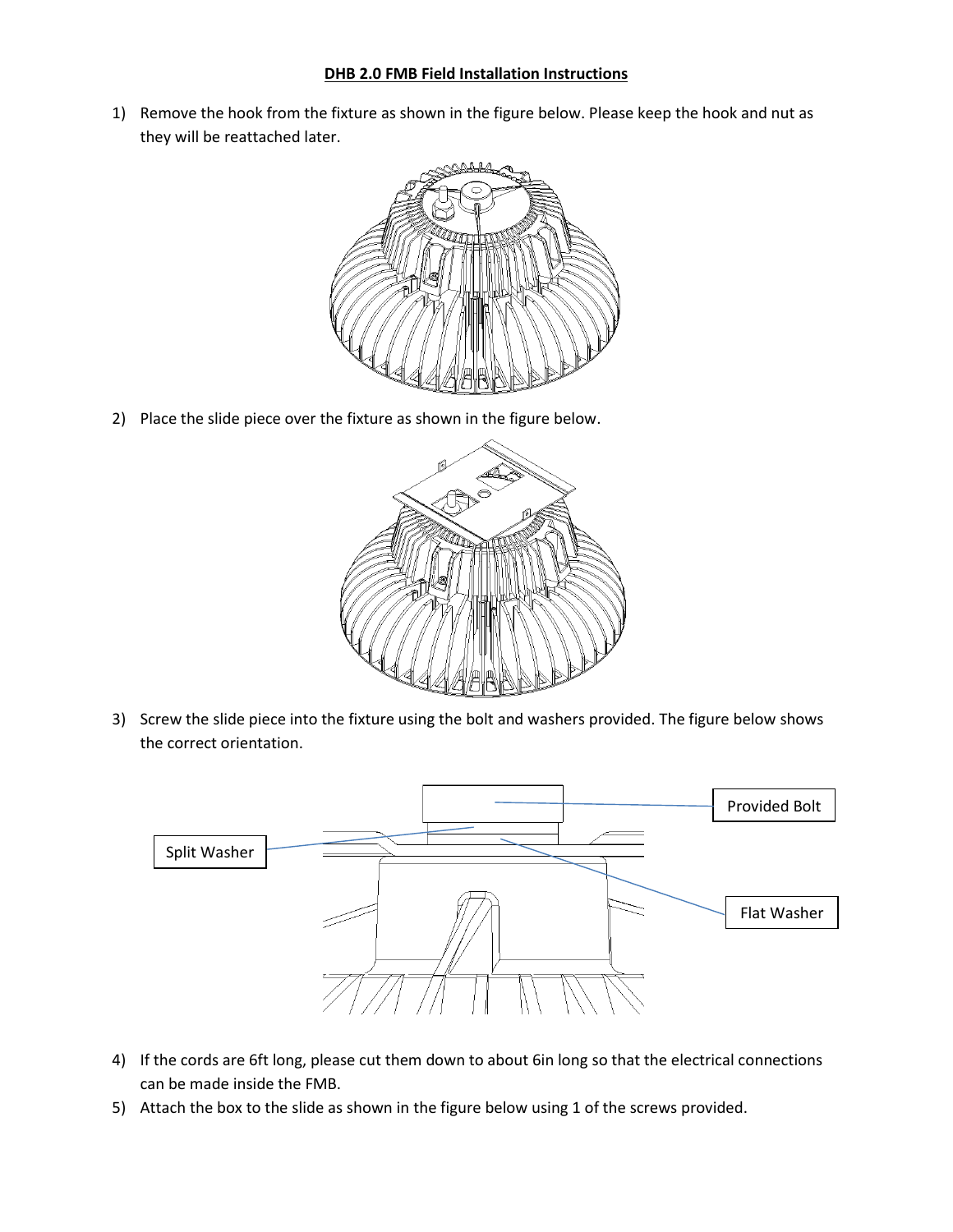**DHB 2.0 FMB Field Installation Instructions**

1) Remove the hook from the fixture as shown in the figure below. Please keep the hook and nut as they will be reattached later.

2) Place the slide piece over the fixture as shown in the figure below.

3) Screw the slide piece into the fixture using the bolt and washers provided. The figure below shows the correct orientation.

Provided Bolt

Split Washer

Flat Washer

4) If the cords are 6ft long, please cut them down to about 6in long so that the electrical connections can be made inside the FMB.

5) Attach the box to the slide as shown in the figure below using 1 of the screws provided.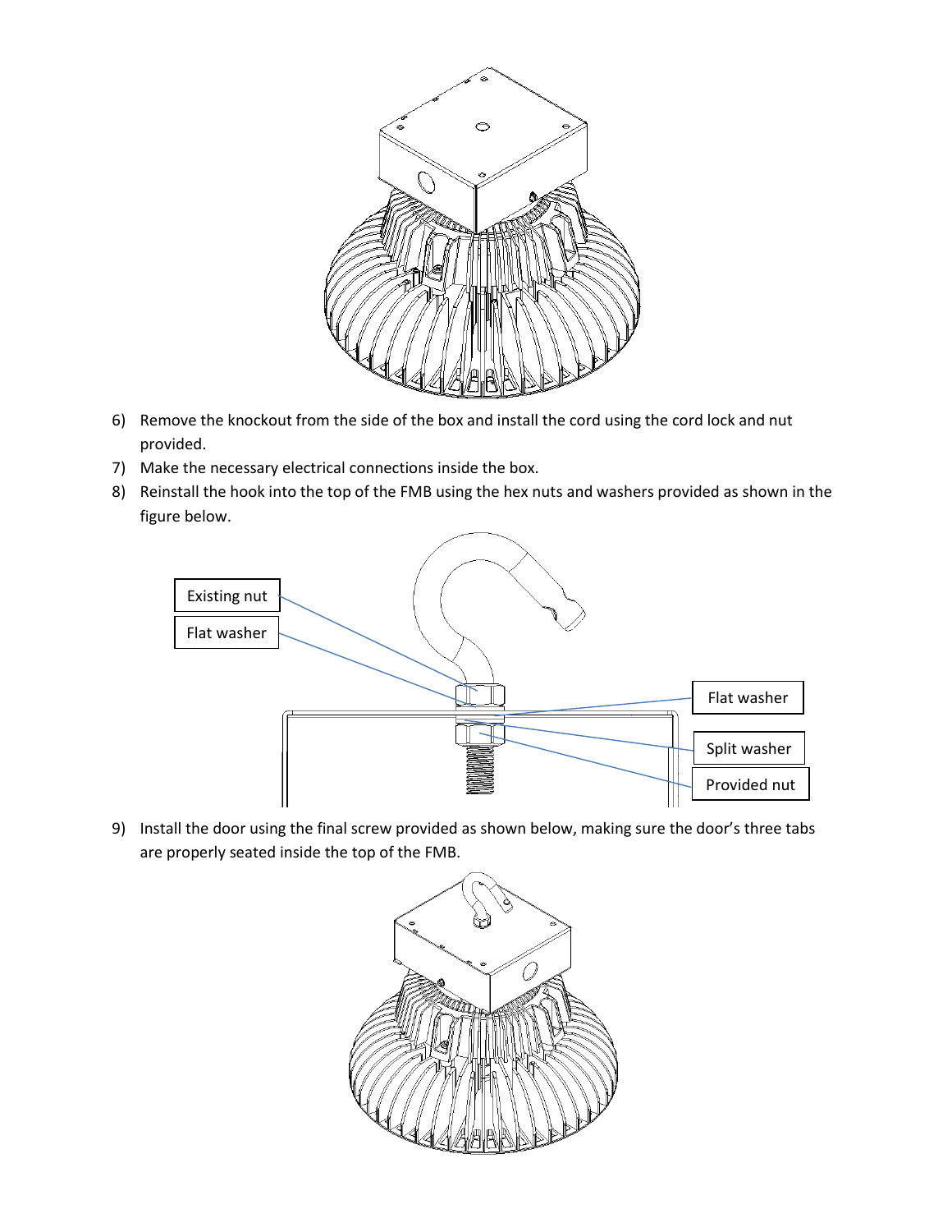6) Remove the knockout from the side of the box and install the cord using the cord lock and nut provided.
7) Make the necessary electrical connections inside the box.
8) Reinstall the hook into the top of the FMB using the hex nuts and washers provided as shown in the figure below.

Existing nut

Flat washer

Flat washer

Split washer

Provided nut

9) Install the door using the final screw provided as shown below, making sure the door's three tabs are properly seated inside the top of the FMB.